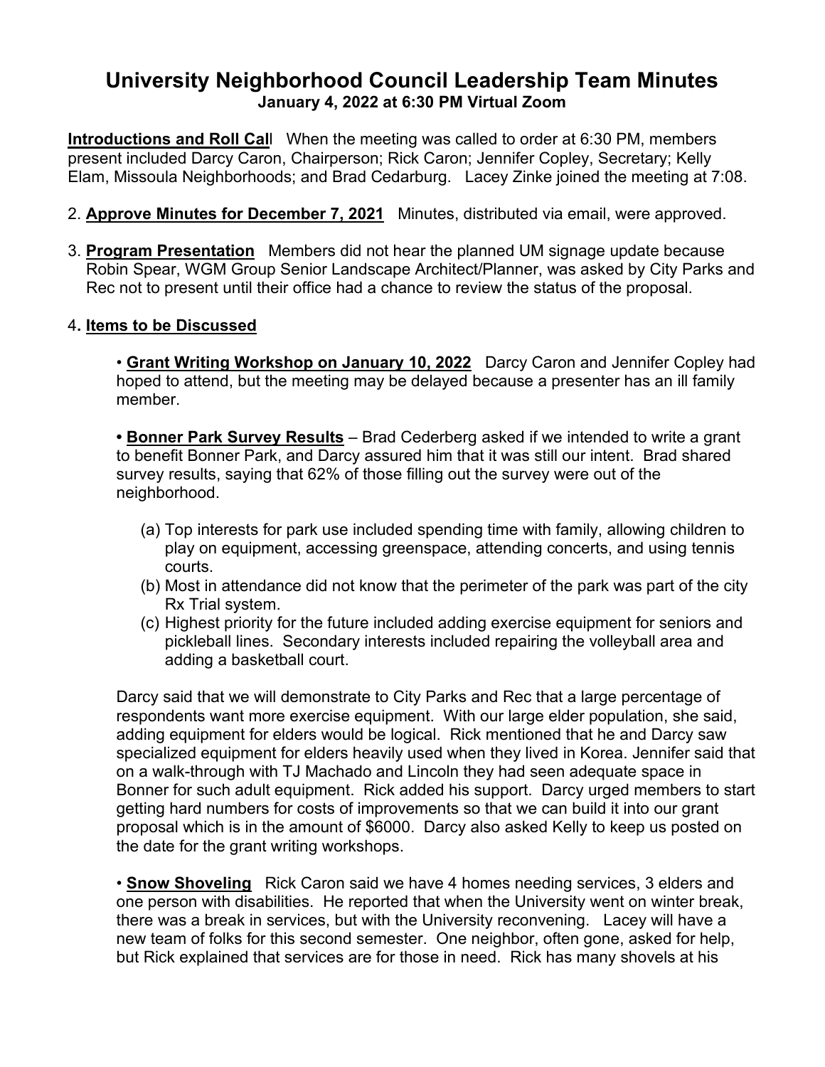# University Neighborhood Council Leadership Team Minutes

**January 4, 2022 at 6:30 PM Virtual Zoom**

**Introductions and Roll Call** When the meeting was called to order at 6:30 PM, members present included Darcy Caron, Chairperson; Rick Caron; Jennifer Copley, Secretary; Kelly Elam, Missoula Neighborhoods; and Brad Cedarburg. Lacey Zinke joined the meeting at 7:08.

2. **Approve Minutes for December 7, 2021** Minutes, distributed via email, were approved.

3. **Program Presentation** Members did not hear the planned UM signage update because Robin Spear, WGM Group Senior Landscape Architect/Planner, was asked by City Parks and Rec not to present until their office had a chance to review the status of the proposal.

4. **Items to be Discussed**

• **Grant Writing Workshop on January 10, 2022** Darcy Caron and Jennifer Copley had hoped to attend, but the meeting may be delayed because a presenter has an ill family member.

**• Bonner Park Survey Results** – Brad Cederberg asked if we intended to write a grant to benefit Bonner Park, and Darcy assured him that it was still our intent. Brad shared survey results, saying that 62% of those filling out the survey were out of the neighborhood.

(a) Top interests for park use included spending time with family, allowing children to play on equipment, accessing greenspace, attending concerts, and using tennis courts.
(b) Most in attendance did not know that the perimeter of the park was part of the city Rx Trial system.
(c) Highest priority for the future included adding exercise equipment for seniors and pickleball lines. Secondary interests included repairing the volleyball area and adding a basketball court.

Darcy said that we will demonstrate to City Parks and Rec that a large percentage of respondents want more exercise equipment. With our large elder population, she said, adding equipment for elders would be logical. Rick mentioned that he and Darcy saw specialized equipment for elders heavily used when they lived in Korea. Jennifer said that on a walk-through with TJ Machado and Lincoln they had seen adequate space in Bonner for such adult equipment. Rick added his support. Darcy urged members to start getting hard numbers for costs of improvements so that we can build it into our grant proposal which is in the amount of $6000. Darcy also asked Kelly to keep us posted on the date for the grant writing workshops.

• **Snow Shoveling** Rick Caron said we have 4 homes needing services, 3 elders and one person with disabilities. He reported that when the University went on winter break, there was a break in services, but with the University reconvening. Lacey will have a new team of folks for this second semester. One neighbor, often gone, asked for help, but Rick explained that services are for those in need. Rick has many shovels at his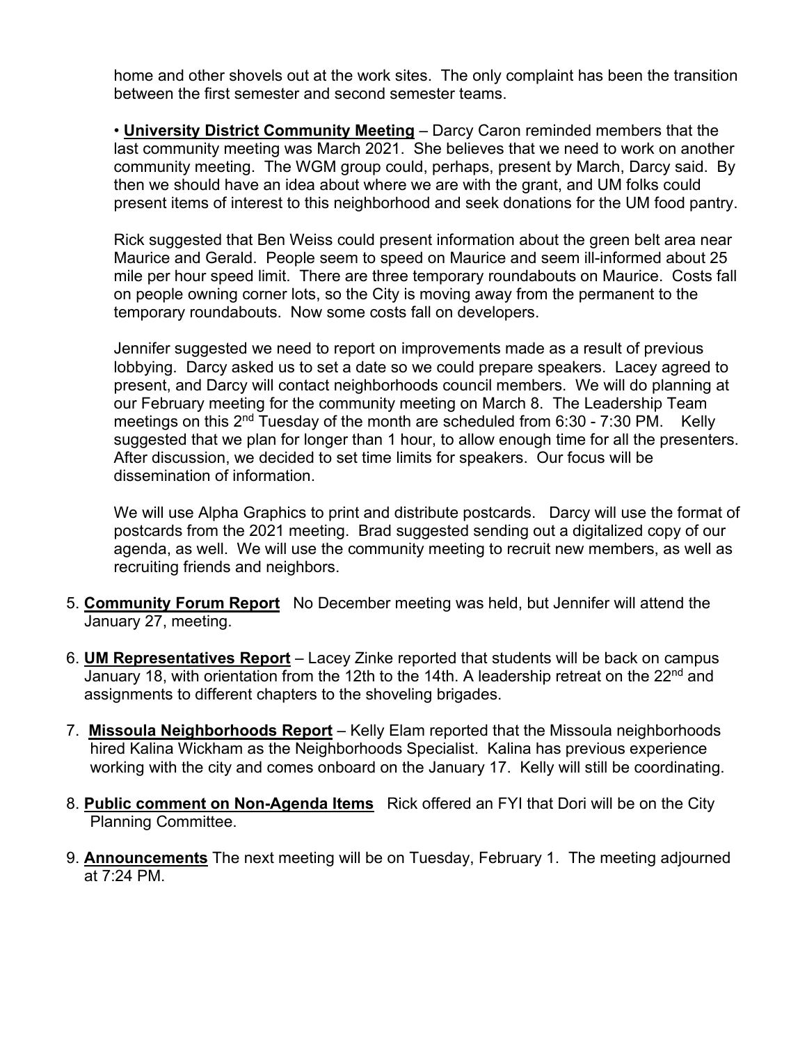home and other shovels out at the work sites. The only complaint has been the transition between the first semester and second semester teams.

• **University District Community Meeting** – Darcy Caron reminded members that the last community meeting was March 2021. She believes that we need to work on another community meeting. The WGM group could, perhaps, present by March, Darcy said. By then we should have an idea about where we are with the grant, and UM folks could present items of interest to this neighborhood and seek donations for the UM food pantry.

Rick suggested that Ben Weiss could present information about the green belt area near Maurice and Gerald. People seem to speed on Maurice and seem ill-informed about 25 mile per hour speed limit. There are three temporary roundabouts on Maurice. Costs fall on people owning corner lots, so the City is moving away from the permanent to the temporary roundabouts. Now some costs fall on developers.

Jennifer suggested we need to report on improvements made as a result of previous lobbying. Darcy asked us to set a date so we could prepare speakers. Lacey agreed to present, and Darcy will contact neighborhoods council members. We will do planning at our February meeting for the community meeting on March 8. The Leadership Team meetings on this 2nd Tuesday of the month are scheduled from 6:30 - 7:30 PM. Kelly suggested that we plan for longer than 1 hour, to allow enough time for all the presenters. After discussion, we decided to set time limits for speakers. Our focus will be dissemination of information.

We will use Alpha Graphics to print and distribute postcards. Darcy will use the format of postcards from the 2021 meeting. Brad suggested sending out a digitalized copy of our agenda, as well. We will use the community meeting to recruit new members, as well as recruiting friends and neighbors.

5. **Community Forum Report** No December meeting was held, but Jennifer will attend the January 27, meeting.

6. **UM Representatives Report** – Lacey Zinke reported that students will be back on campus January 18, with orientation from the 12th to the 14th. A leadership retreat on the 22nd and assignments to different chapters to the shoveling brigades.

7. **Missoula Neighborhoods Report** – Kelly Elam reported that the Missoula neighborhoods hired Kalina Wickham as the Neighborhoods Specialist. Kalina has previous experience working with the city and comes onboard on the January 17. Kelly will still be coordinating.

8. **Public comment on Non-Agenda Items** Rick offered an FYI that Dori will be on the City Planning Committee.

9. **Announcements** The next meeting will be on Tuesday, February 1. The meeting adjourned at 7:24 PM.